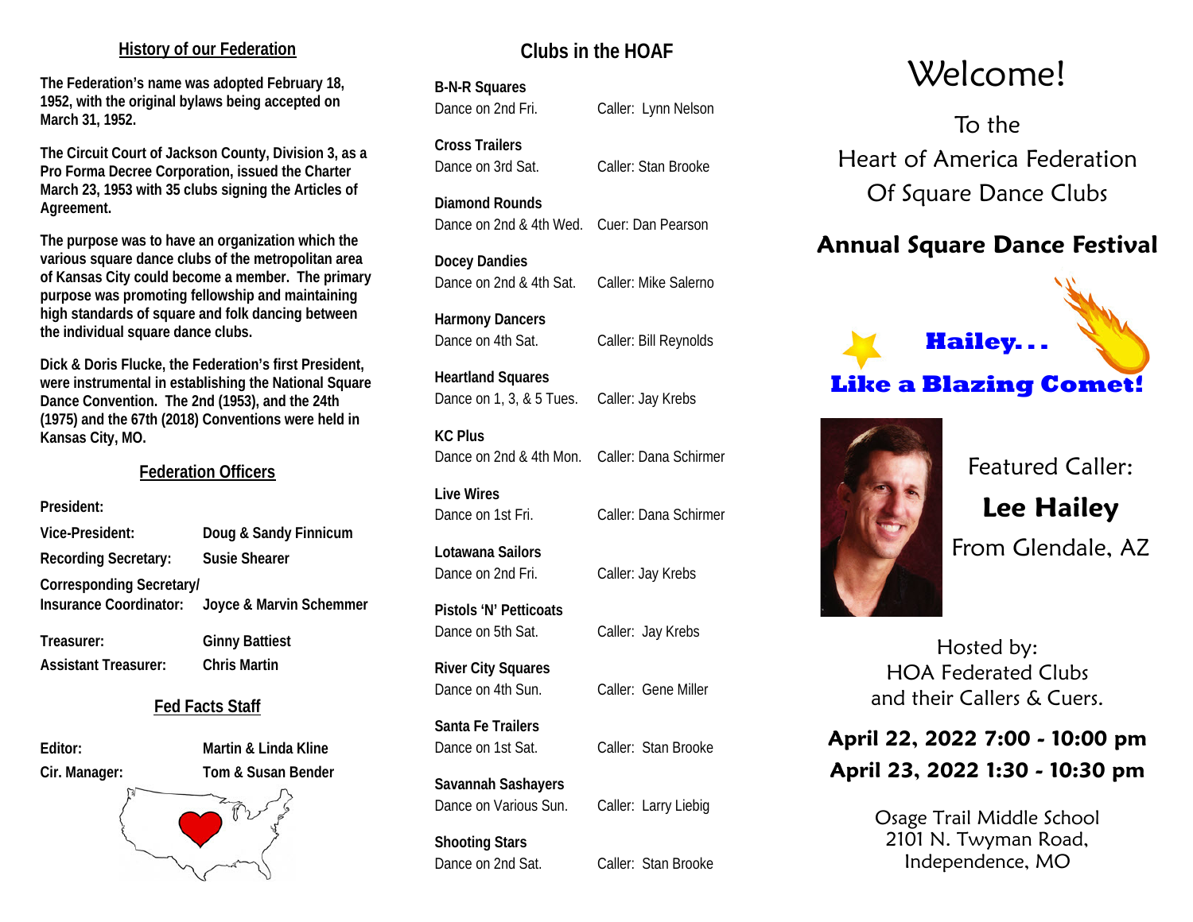## History of our Federation

**The Federation's name was adopted February 18, 1952, with the original bylaws being accepted on March 31, 1952.**

**The Circuit Court of Jackson County, Division 3, as a Pro Forma Decree Corporation, issued the Charter March 23, 1953 with 35 clubs signing the Articles of Agreement.**

**The purpose was to have an organization which the various square dance clubs of the metropolitan area of Kansas City could become a member. The primary purpose was promoting fellowship and maintaining high standards of square and folk dancing between the individual square dance clubs.**

**Dick & Doris Flucke, the Federation's first President, were instrumental in establishing the National Square Dance Convention. The 2nd (1953), and the 24th (1975) and the 67th (2018) Conventions were held in Kansas City, MO.**

## Federation Officers

| | |
|---|---|
| **President:** | |
| **Vice-President:** | **Doug & Sandy Finnicum** |
| **Recording Secretary:** | **Susie Shearer** |
| **Corresponding Secretary/ Insurance Coordinator:** | **Joyce & Marvin Schemmer** |
| **Treasurer:** | **Ginny Battiest** |
| **Assistant Treasurer:** | **Chris Martin** |

## Fed Facts Staff

| | |
|---|---|
| **Editor:** | **Martin & Linda Kline** |
| **Cir. Manager:** | **Tom & Susan Bender** |

## Clubs in the HOAF

**B-N-R Squares**
Dance on 2nd Fri. — Caller: Lynn Nelson

**Cross Trailers**
Dance on 3rd Sat. — Caller: Stan Brooke

**Diamond Rounds**
Dance on 2nd & 4th Wed. — Cuer: Dan Pearson

**Docey Dandies**
Dance on 2nd & 4th Sat. — Caller: Mike Salerno

**Harmony Dancers**
Dance on 4th Sat. — Caller: Bill Reynolds

**Heartland Squares**
Dance on 1, 3, & 5 Tues. — Caller: Jay Krebs

**KC Plus**
Dance on 2nd & 4th Mon. — Caller: Dana Schirmer

**Live Wires**
Dance on 1st Fri. — Caller: Dana Schirmer

**Lotawana Sailors**
Dance on 2nd Fri. — Caller: Jay Krebs

**Pistols 'N' Petticoats**
Dance on 5th Sat. — Caller: Jay Krebs

**River City Squares**
Dance on 4th Sun. — Caller: Gene Miller

**Santa Fe Trailers**
Dance on 1st Sat. — Caller: Stan Brooke

**Savannah Sashayers**
Dance on Various Sun. — Caller: Larry Liebig

**Shooting Stars**
Dance on 2nd Sat. — Caller: Stan Brooke

# Welcome!

To the
Heart of America Federation
Of Square Dance Clubs

## Annual Square Dance Festival

**Hailey...**
**Like a Blazing Comet!**

Featured Caller:
**Lee Hailey**
From Glendale, AZ

Hosted by:
HOA Federated Clubs
and their Callers & Cuers.

**April 22, 2022 7:00 - 10:00 pm**
**April 23, 2022 1:30 - 10:30 pm**

Osage Trail Middle School
2101 N. Twyman Road,
Independence, MO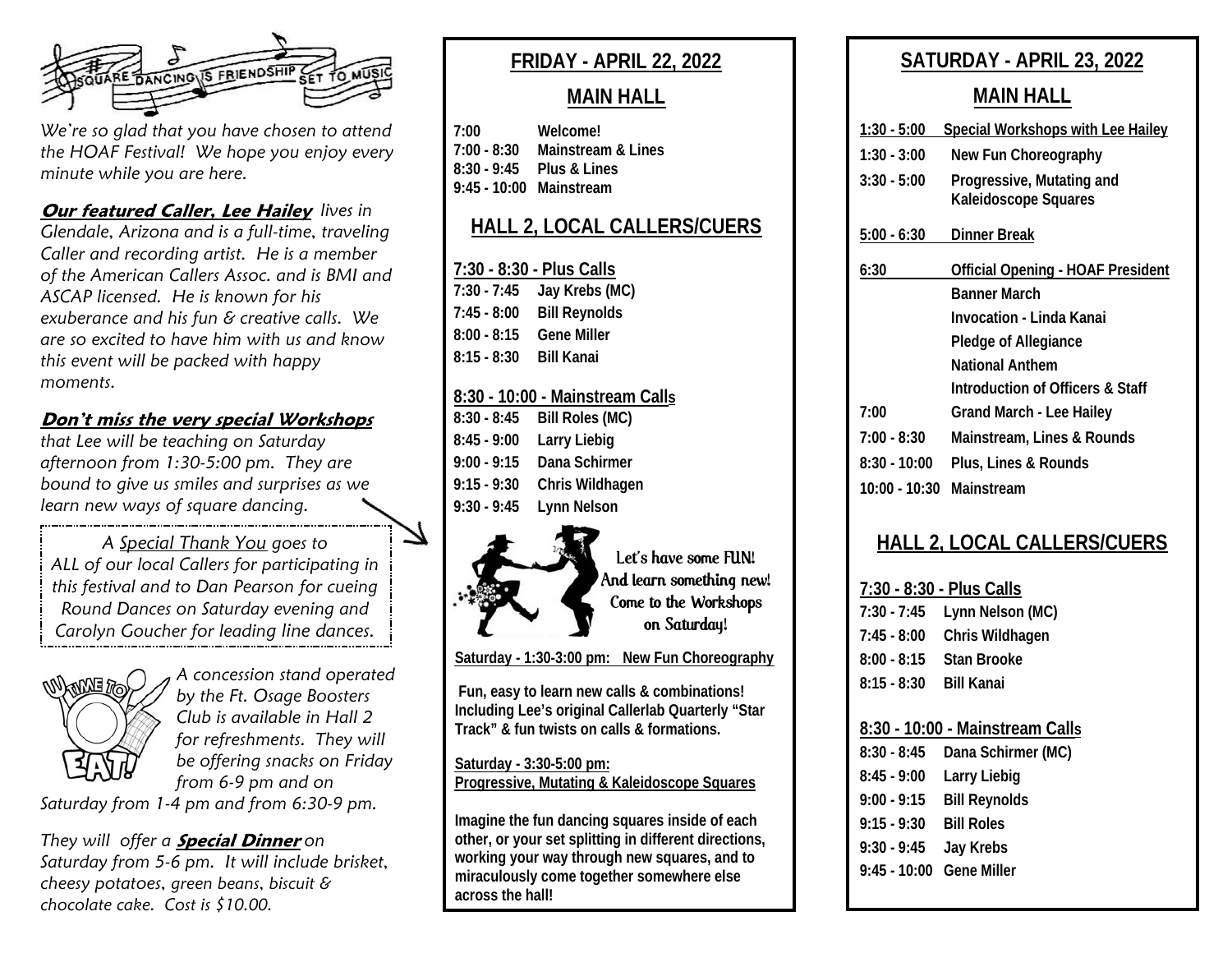Square Dancing is Friendship Set to Music

*We're so glad that you have chosen to attend the HOAF Festival! We hope you enjoy every minute while you are here.*

***Our featured Caller, Lee Hailey*** *lives in Glendale, Arizona and is a full-time, traveling Caller and recording artist. He is a member of the American Callers Assoc. and is BMI and ASCAP licensed. He is known for his exuberance and his fun & creative calls. We are so excited to have him with us and know this event will be packed with happy moments.*

***Don't miss the very special Workshops*** *that Lee will be teaching on Saturday afternoon from 1:30-5:00 pm. They are bound to give us smiles and surprises as we learn new ways of square dancing.*

*A Special Thank You goes to ALL of our local Callers for participating in this festival and to Dan Pearson for cueing Round Dances on Saturday evening and Carolyn Goucher for leading line dances.*

Time to Eat!

*A concession stand operated by the Ft. Osage Boosters Club is available in Hall 2 for refreshments. They will be offering snacks on Friday from 6-9 pm and on Saturday from 1-4 pm and from 6:30-9 pm.*

*They will offer a* ***Special Dinner*** *on Saturday from 5-6 pm. It will include brisket, cheesy potatoes, green beans, biscuit & chocolate cake. Cost is $10.00.*

## FRIDAY - APRIL 22, 2022

### MAIN HALL

**7:00** Welcome!
**7:00 - 8:30** Mainstream & Lines
**8:30 - 9:45** Plus & Lines
**9:45 - 10:00** Mainstream

### HALL 2, LOCAL CALLERS/CUERS

**7:30 - 8:30 - Plus Calls**

7:30 - 7:45 Jay Krebs (MC)
7:45 - 8:00 Bill Reynolds
8:00 - 8:15 Gene Miller
8:15 - 8:30 Bill Kanai

**8:30 - 10:00 - Mainstream Calls**

8:30 - 8:45 Bill Roles (MC)
8:45 - 9:00 Larry Liebig
9:00 - 9:15 Dana Schirmer
9:15 - 9:30 Chris Wildhagen
9:30 - 9:45 Lynn Nelson

Let's have some FUN! And learn something new! Come to the Workshops on Saturday!

**Saturday - 1:30-3:00 pm: New Fun Choreography**

**Fun, easy to learn new calls & combinations! Including Lee's original Callerlab Quarterly "Star Track" & fun twists on calls & formations.**

**Saturday - 3:30-5:00 pm: Progressive, Mutating & Kaleidoscope Squares**

**Imagine the fun dancing squares inside of each other, or your set splitting in different directions, working your way through new squares, and to miraculously come together somewhere else across the hall!**

## SATURDAY - APRIL 23, 2022

### MAIN HALL

**1:30 - 5:00 Special Workshops with Lee Hailey**

1:30 - 3:00 New Fun Choreography
3:30 - 5:00 Progressive, Mutating and Kaleidoscope Squares

**5:00 - 6:30 Dinner Break**

**6:30 Official Opening - HOAF President**
Banner March
Invocation - Linda Kanai
Pledge of Allegiance
National Anthem
Introduction of Officers & Staff

7:00 Grand March - Lee Hailey
7:00 - 8:30 Mainstream, Lines & Rounds
8:30 - 10:00 Plus, Lines & Rounds
10:00 - 10:30 Mainstream

### HALL 2, LOCAL CALLERS/CUERS

**7:30 - 8:30 - Plus Calls**

7:30 - 7:45 Lynn Nelson (MC)
7:45 - 8:00 Chris Wildhagen
8:00 - 8:15 Stan Brooke
8:15 - 8:30 Bill Kanai

**8:30 - 10:00 - Mainstream Calls**

8:30 - 8:45 Dana Schirmer (MC)
8:45 - 9:00 Larry Liebig
9:00 - 9:15 Bill Reynolds
9:15 - 9:30 Bill Roles
9:30 - 9:45 Jay Krebs
9:45 - 10:00 Gene Miller